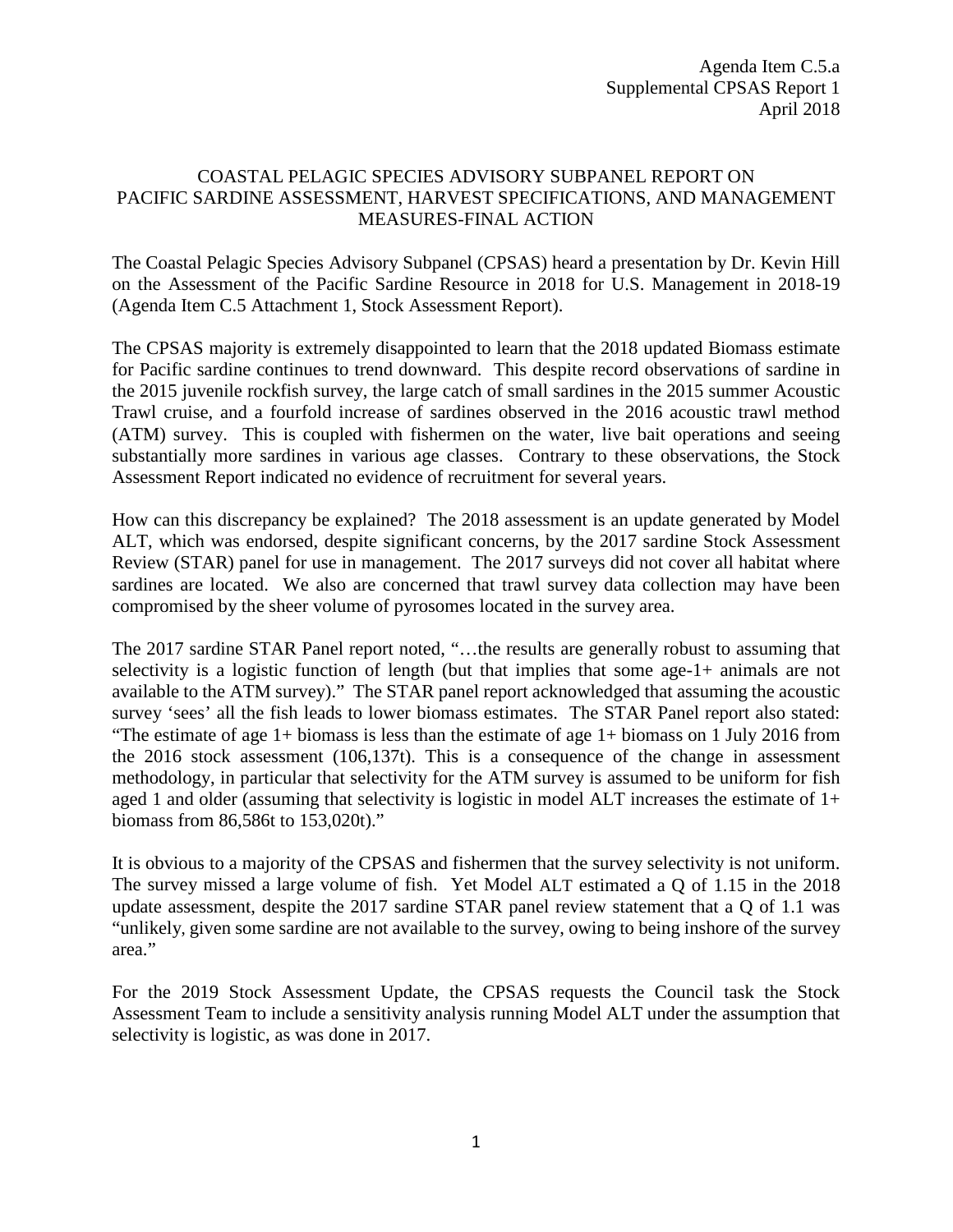Agenda Item C.5.a
Supplemental CPSAS Report 1
April 2018

# COASTAL PELAGIC SPECIES ADVISORY SUBPANEL REPORT ON PACIFIC SARDINE ASSESSMENT, HARVEST SPECIFICATIONS, AND MANAGEMENT MEASURES-FINAL ACTION

The Coastal Pelagic Species Advisory Subpanel (CPSAS) heard a presentation by Dr. Kevin Hill on the Assessment of the Pacific Sardine Resource in 2018 for U.S. Management in 2018-19 (Agenda Item C.5 Attachment 1, Stock Assessment Report).

The CPSAS majority is extremely disappointed to learn that the 2018 updated Biomass estimate for Pacific sardine continues to trend downward. This despite record observations of sardine in the 2015 juvenile rockfish survey, the large catch of small sardines in the 2015 summer Acoustic Trawl cruise, and a fourfold increase of sardines observed in the 2016 acoustic trawl method (ATM) survey. This is coupled with fishermen on the water, live bait operations and seeing substantially more sardines in various age classes. Contrary to these observations, the Stock Assessment Report indicated no evidence of recruitment for several years.

How can this discrepancy be explained? The 2018 assessment is an update generated by Model ALT, which was endorsed, despite significant concerns, by the 2017 sardine Stock Assessment Review (STAR) panel for use in management. The 2017 surveys did not cover all habitat where sardines are located. We also are concerned that trawl survey data collection may have been compromised by the sheer volume of pyrosomes located in the survey area.

The 2017 sardine STAR Panel report noted, "…the results are generally robust to assuming that selectivity is a logistic function of length (but that implies that some age-1+ animals are not available to the ATM survey)." The STAR panel report acknowledged that assuming the acoustic survey 'sees' all the fish leads to lower biomass estimates. The STAR Panel report also stated: "The estimate of age 1+ biomass is less than the estimate of age 1+ biomass on 1 July 2016 from the 2016 stock assessment (106,137t). This is a consequence of the change in assessment methodology, in particular that selectivity for the ATM survey is assumed to be uniform for fish aged 1 and older (assuming that selectivity is logistic in model ALT increases the estimate of 1+ biomass from 86,586t to 153,020t)."

It is obvious to a majority of the CPSAS and fishermen that the survey selectivity is not uniform. The survey missed a large volume of fish. Yet Model ALT estimated a Q of 1.15 in the 2018 update assessment, despite the 2017 sardine STAR panel review statement that a Q of 1.1 was "unlikely, given some sardine are not available to the survey, owing to being inshore of the survey area."

For the 2019 Stock Assessment Update, the CPSAS requests the Council task the Stock Assessment Team to include a sensitivity analysis running Model ALT under the assumption that selectivity is logistic, as was done in 2017.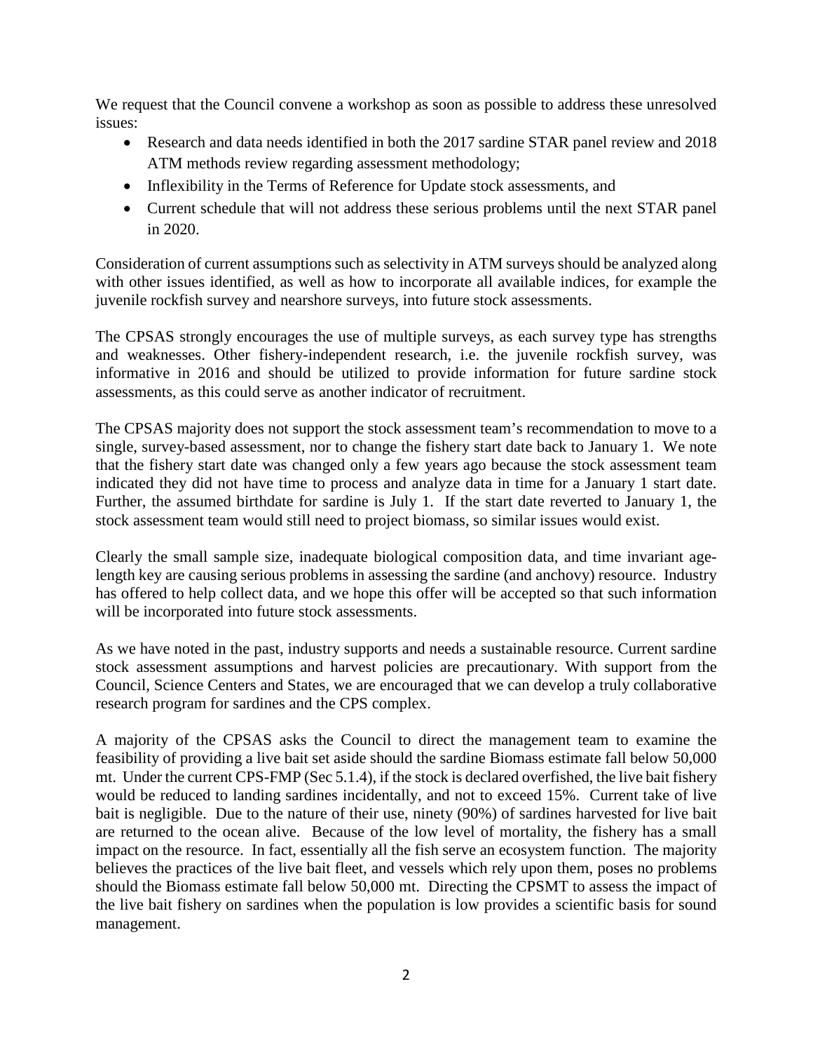We request that the Council convene a workshop as soon as possible to address these unresolved issues:

- Research and data needs identified in both the 2017 sardine STAR panel review and 2018 ATM methods review regarding assessment methodology;
- Inflexibility in the Terms of Reference for Update stock assessments, and
- Current schedule that will not address these serious problems until the next STAR panel in 2020.

Consideration of current assumptions such as selectivity in ATM surveys should be analyzed along with other issues identified, as well as how to incorporate all available indices, for example the juvenile rockfish survey and nearshore surveys, into future stock assessments.

The CPSAS strongly encourages the use of multiple surveys, as each survey type has strengths and weaknesses. Other fishery-independent research, i.e. the juvenile rockfish survey, was informative in 2016 and should be utilized to provide information for future sardine stock assessments, as this could serve as another indicator of recruitment.

The CPSAS majority does not support the stock assessment team's recommendation to move to a single, survey-based assessment, nor to change the fishery start date back to January 1. We note that the fishery start date was changed only a few years ago because the stock assessment team indicated they did not have time to process and analyze data in time for a January 1 start date. Further, the assumed birthdate for sardine is July 1. If the start date reverted to January 1, the stock assessment team would still need to project biomass, so similar issues would exist.

Clearly the small sample size, inadequate biological composition data, and time invariant age-length key are causing serious problems in assessing the sardine (and anchovy) resource. Industry has offered to help collect data, and we hope this offer will be accepted so that such information will be incorporated into future stock assessments.

As we have noted in the past, industry supports and needs a sustainable resource. Current sardine stock assessment assumptions and harvest policies are precautionary. With support from the Council, Science Centers and States, we are encouraged that we can develop a truly collaborative research program for sardines and the CPS complex.

A majority of the CPSAS asks the Council to direct the management team to examine the feasibility of providing a live bait set aside should the sardine Biomass estimate fall below 50,000 mt. Under the current CPS-FMP (Sec 5.1.4), if the stock is declared overfished, the live bait fishery would be reduced to landing sardines incidentally, and not to exceed 15%. Current take of live bait is negligible. Due to the nature of their use, ninety (90%) of sardines harvested for live bait are returned to the ocean alive. Because of the low level of mortality, the fishery has a small impact on the resource. In fact, essentially all the fish serve an ecosystem function. The majority believes the practices of the live bait fleet, and vessels which rely upon them, poses no problems should the Biomass estimate fall below 50,000 mt. Directing the CPSMT to assess the impact of the live bait fishery on sardines when the population is low provides a scientific basis for sound management.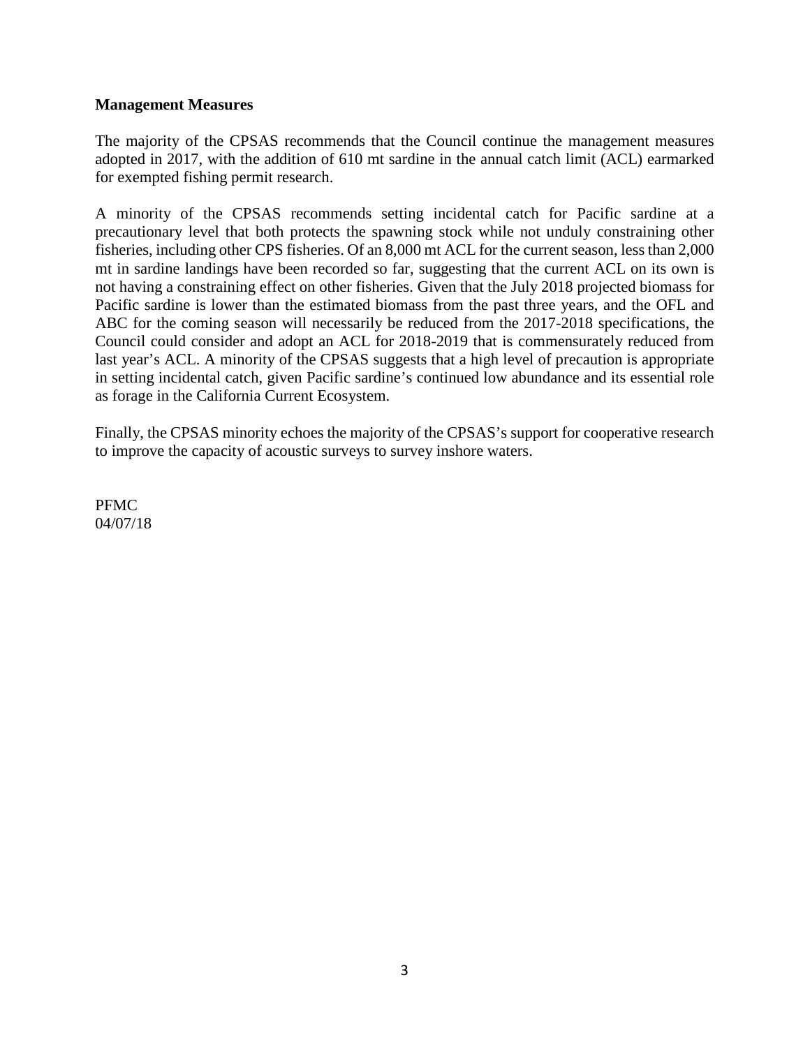**Management Measures**

The majority of the CPSAS recommends that the Council continue the management measures adopted in 2017, with the addition of 610 mt sardine in the annual catch limit (ACL) earmarked for exempted fishing permit research.

A minority of the CPSAS recommends setting incidental catch for Pacific sardine at a precautionary level that both protects the spawning stock while not unduly constraining other fisheries, including other CPS fisheries. Of an 8,000 mt ACL for the current season, less than 2,000 mt in sardine landings have been recorded so far, suggesting that the current ACL on its own is not having a constraining effect on other fisheries. Given that the July 2018 projected biomass for Pacific sardine is lower than the estimated biomass from the past three years, and the OFL and ABC for the coming season will necessarily be reduced from the 2017-2018 specifications, the Council could consider and adopt an ACL for 2018-2019 that is commensurately reduced from last year's ACL. A minority of the CPSAS suggests that a high level of precaution is appropriate in setting incidental catch, given Pacific sardine's continued low abundance and its essential role as forage in the California Current Ecosystem.

Finally, the CPSAS minority echoes the majority of the CPSAS's support for cooperative research to improve the capacity of acoustic surveys to survey inshore waters.

PFMC
04/07/18